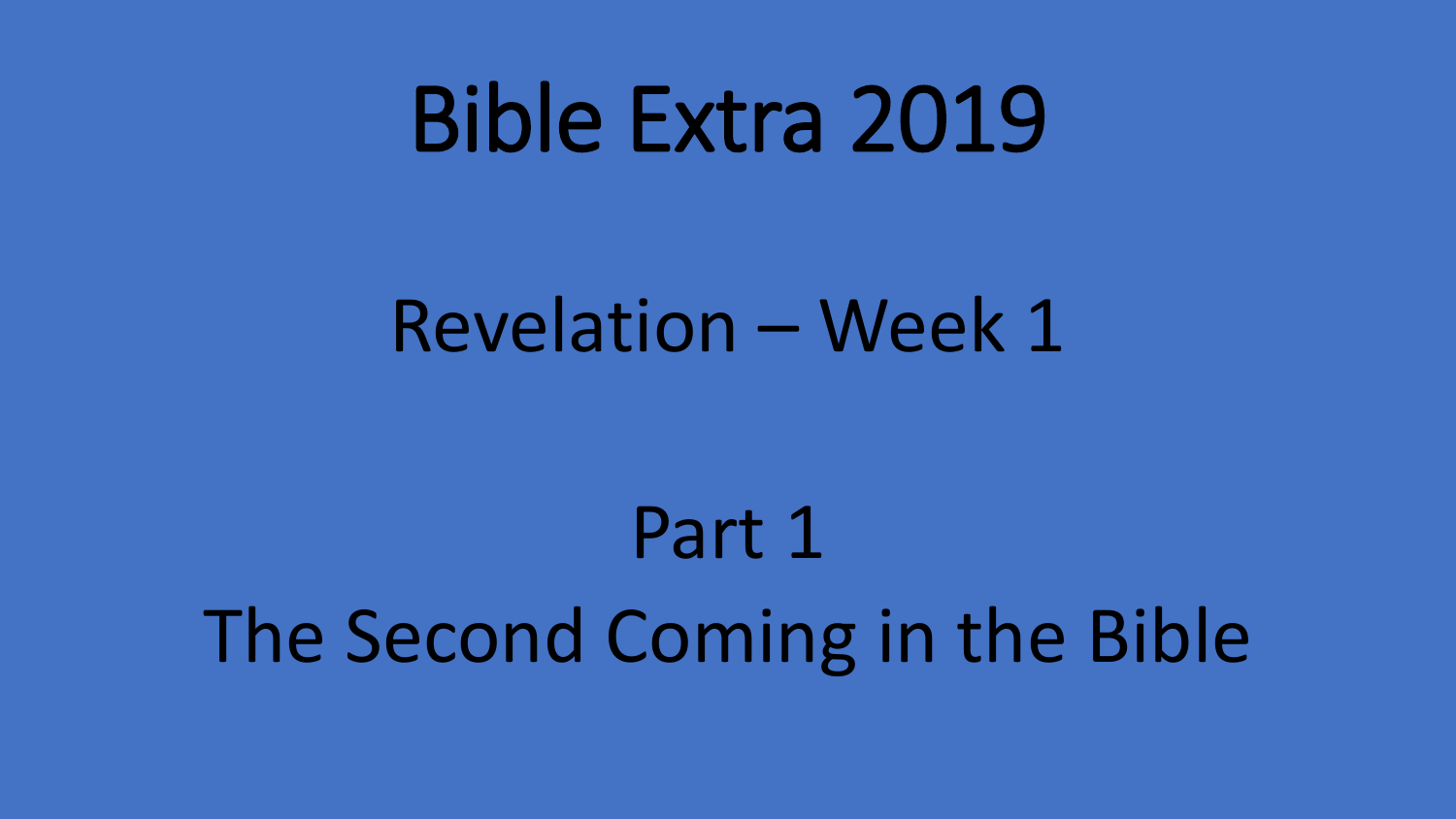# Bible Extra 2019

## Revelation – Week 1

## Part 1
## The Second Coming in the Bible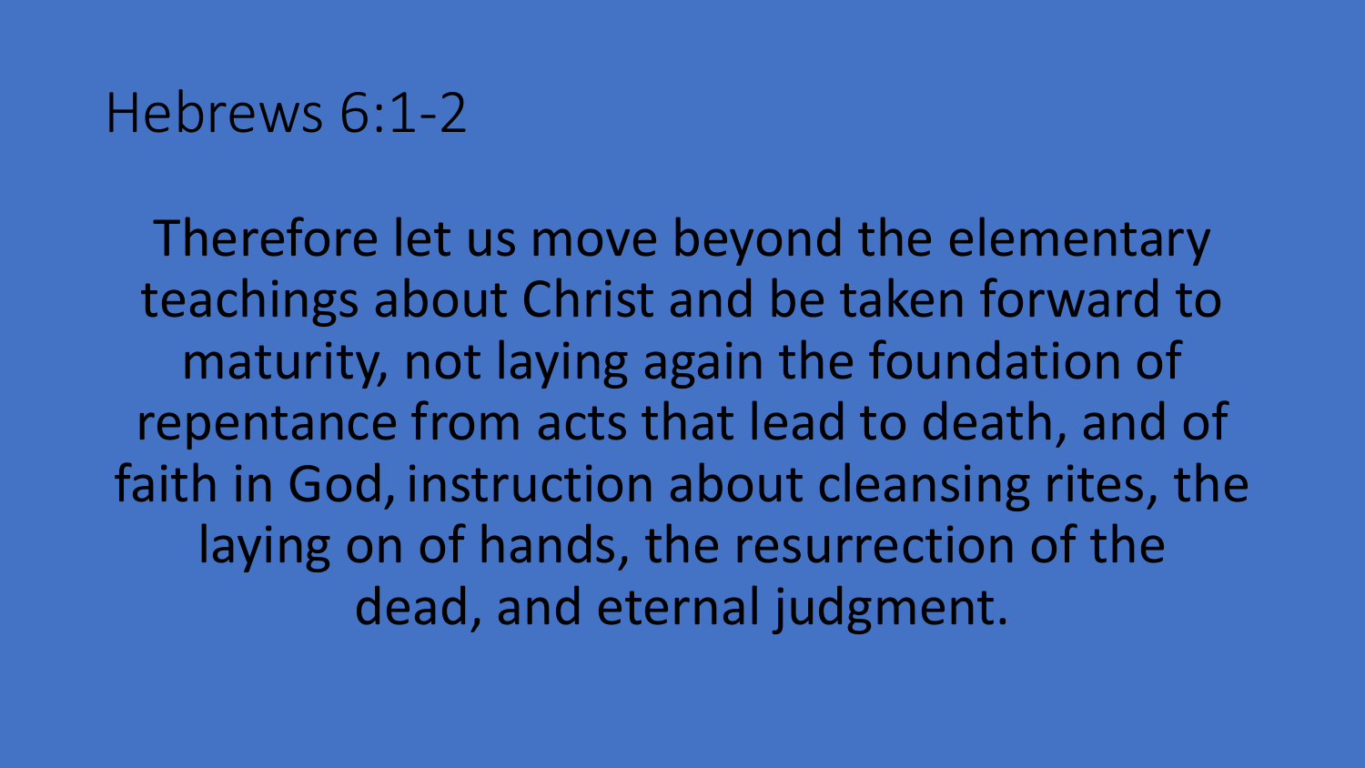# Hebrews 6:1-2

Therefore let us move beyond the elementary teachings about Christ and be taken forward to maturity, not laying again the foundation of repentance from acts that lead to death, and of faith in God, instruction about cleansing rites, the laying on of hands, the resurrection of the dead, and eternal judgment.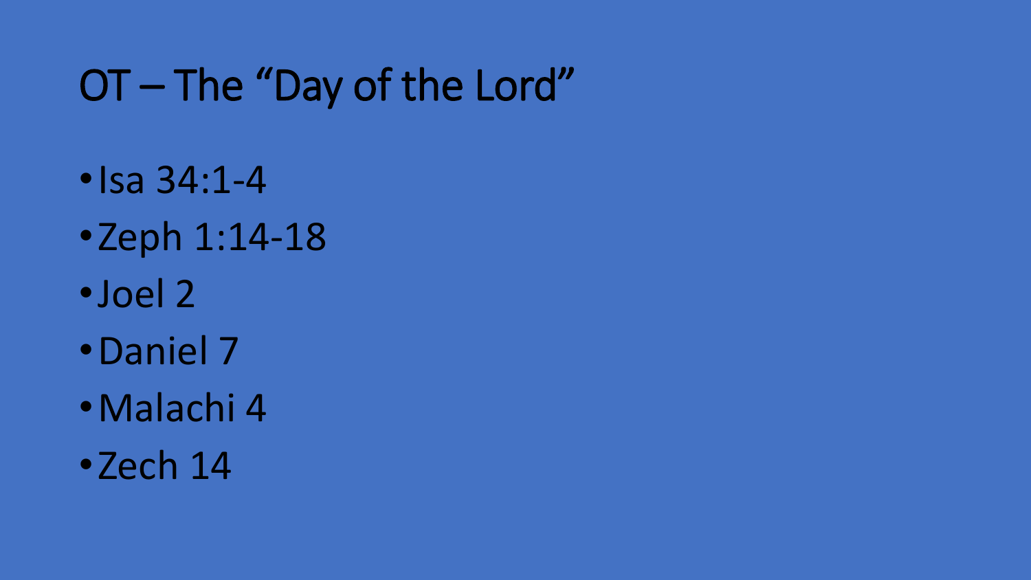# OT – The "Day of the Lord"

- Isa 34:1-4
- Zeph 1:14-18
- Joel 2
- Daniel 7
- Malachi 4
- Zech 14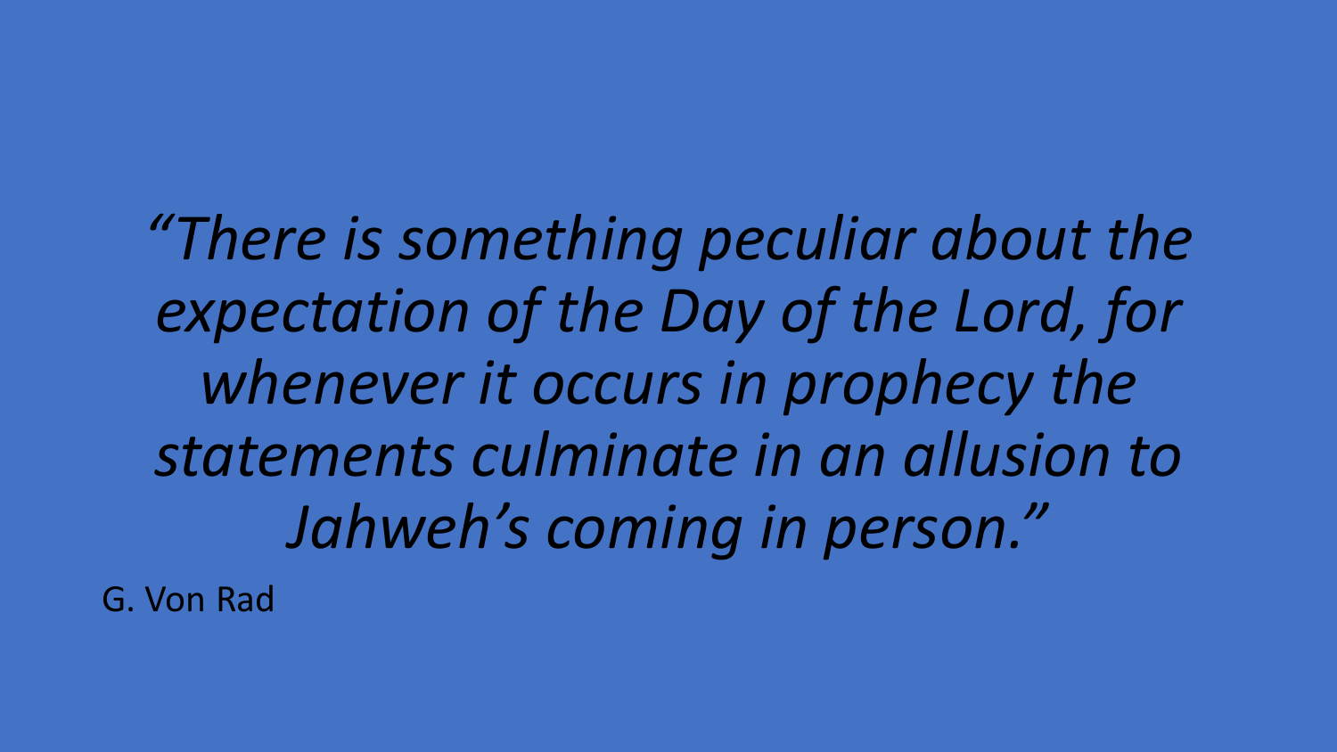*“There is something peculiar about the expectation of the Day of the Lord, for whenever it occurs in prophecy the statements culminate in an allusion to Jahweh’s coming in person.”*

G. Von Rad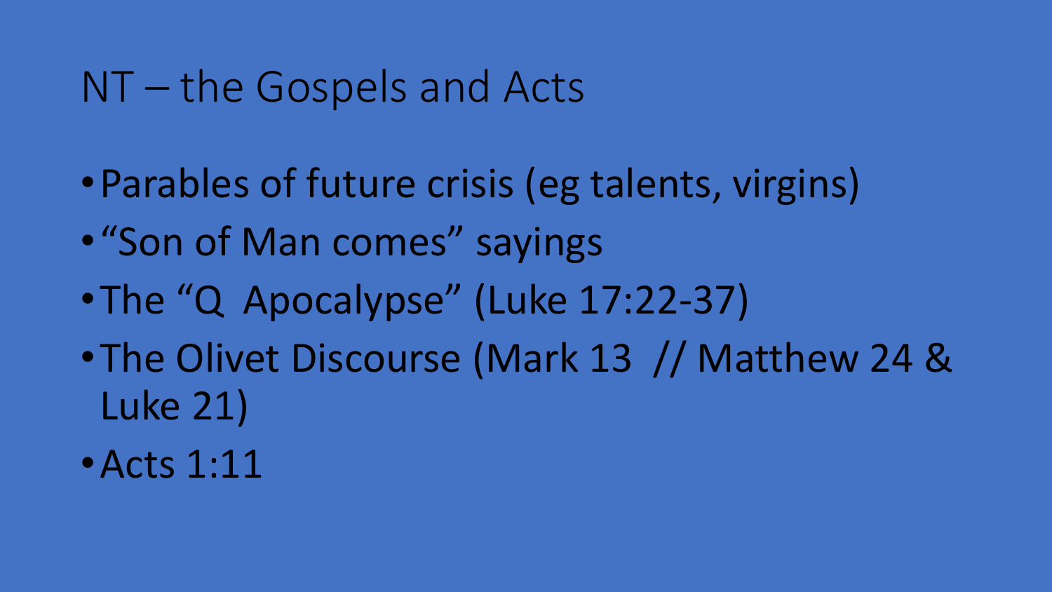# NT – the Gospels and Acts

- Parables of future crisis (eg talents, virgins)
- "Son of Man comes" sayings
- The "Q  Apocalypse" (Luke 17:22-37)
- The Olivet Discourse (Mark 13  // Matthew 24 & Luke 21)
- Acts 1:11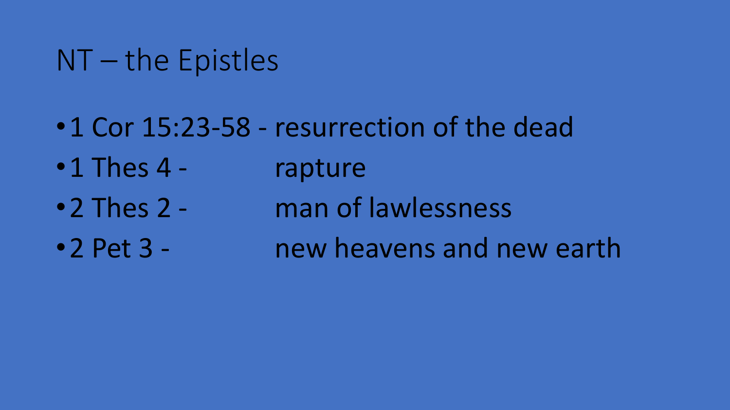# NT – the Epistles

- 1 Cor 15:23-58 - resurrection of the dead
- 1 Thes 4 - rapture
- 2 Thes 2 - man of lawlessness
- 2 Pet 3 - new heavens and new earth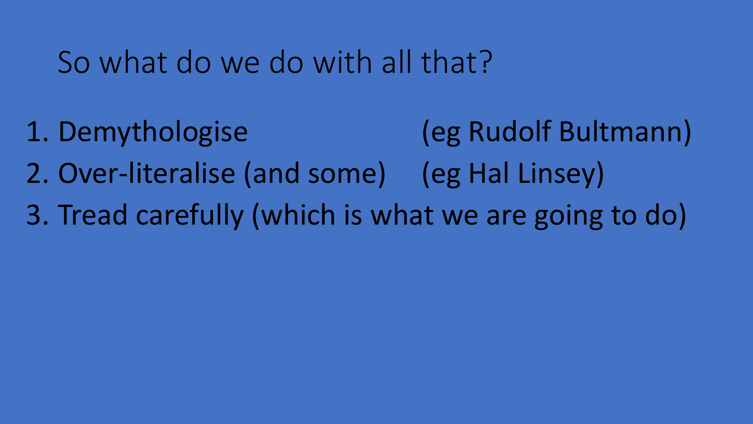# So what do we do with all that?

1. Demythologise (eg Rudolf Bultmann)
2. Over-literalise (and some) (eg Hal Linsey)
3. Tread carefully (which is what we are going to do)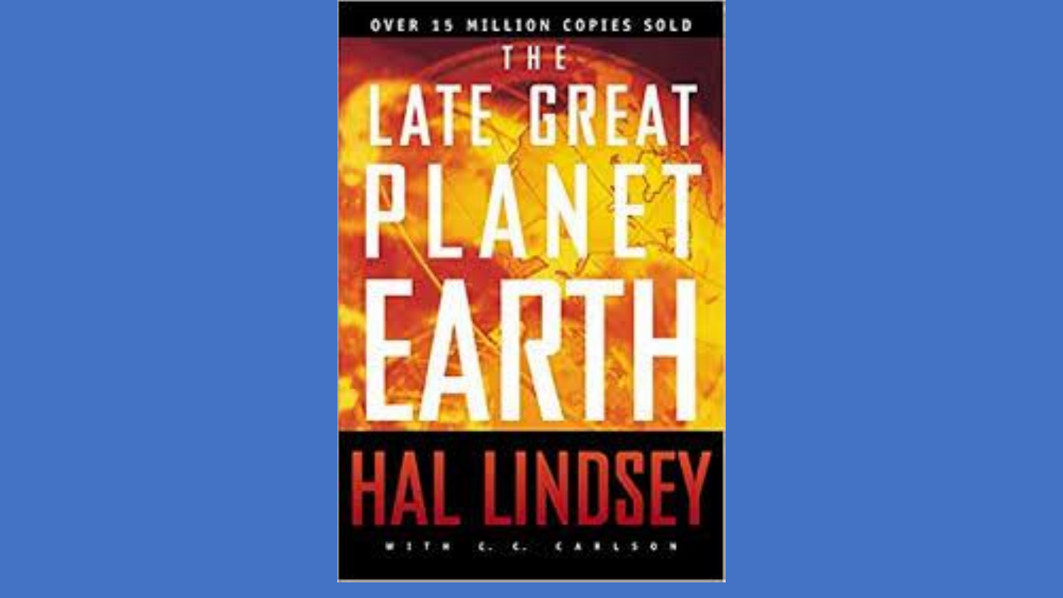OVER 15 MILLION COPIES SOLD

# THE LATE GREAT PLANET EARTH

HAL LINDSEY

WITH C. C. CARLSON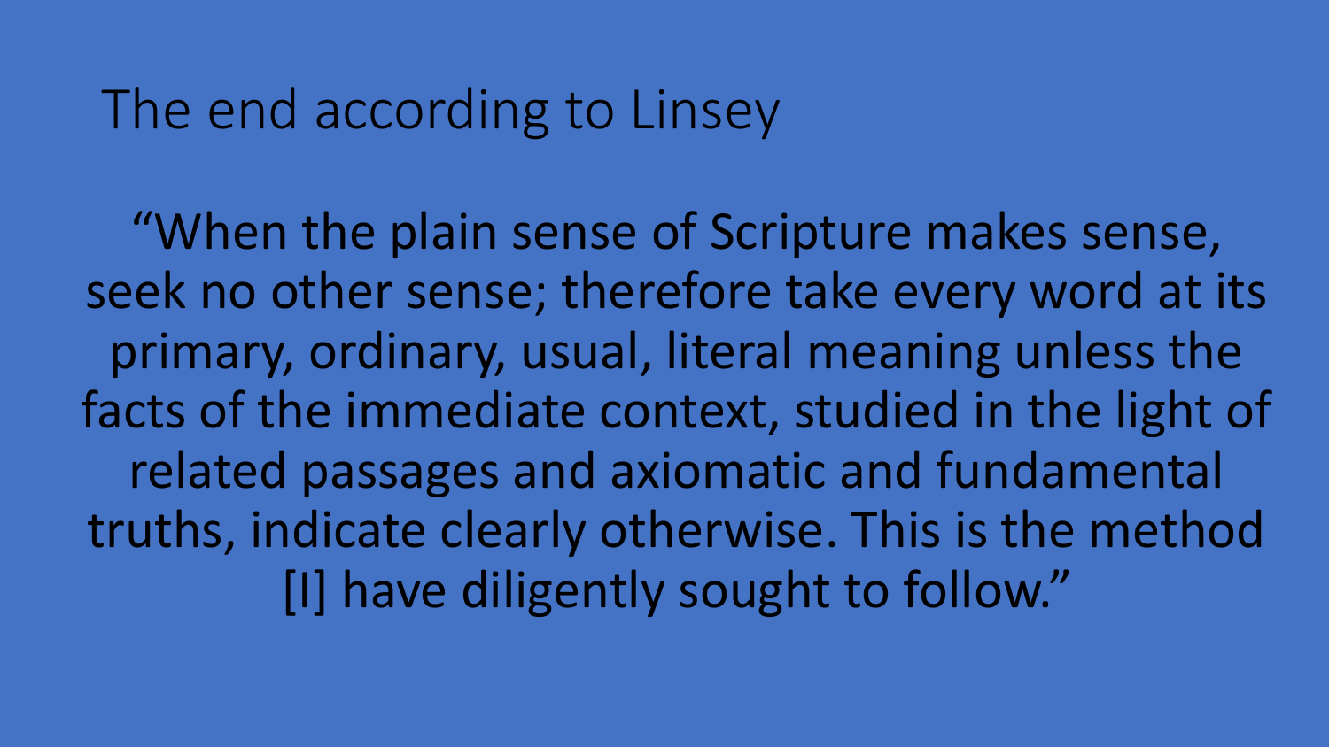# The end according to Linsey

"When the plain sense of Scripture makes sense, seek no other sense; therefore take every word at its primary, ordinary, usual, literal meaning unless the facts of the immediate context, studied in the light of related passages and axiomatic and fundamental truths, indicate clearly otherwise. This is the method [I] have diligently sought to follow."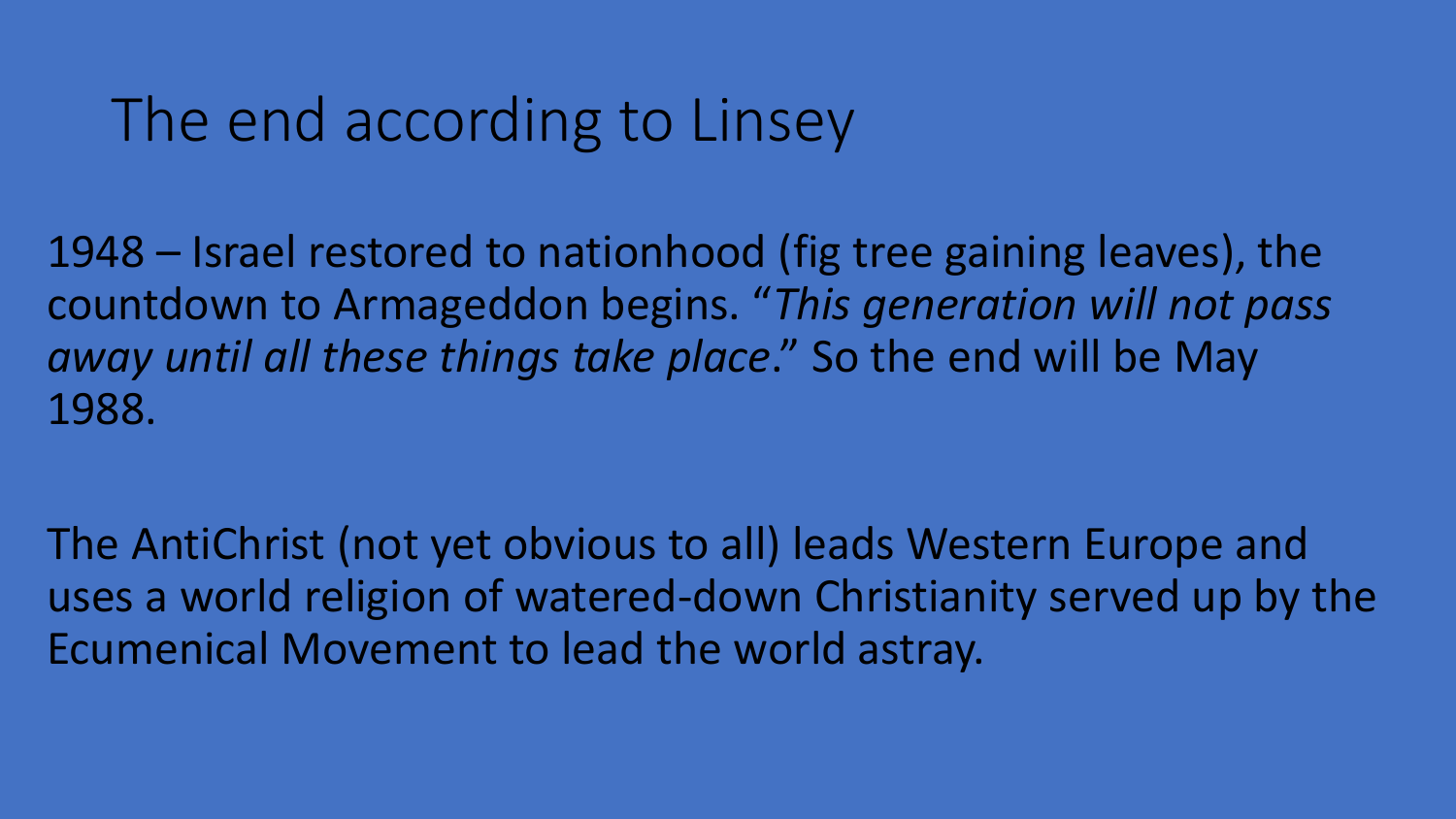# The end according to Linsey

1948 – Israel restored to nationhood (fig tree gaining leaves), the countdown to Armageddon begins. "*This generation will not pass away until all these things take place*." So the end will be May 1988.

The AntiChrist (not yet obvious to all) leads Western Europe and uses a world religion of watered-down Christianity served up by the Ecumenical Movement to lead the world astray.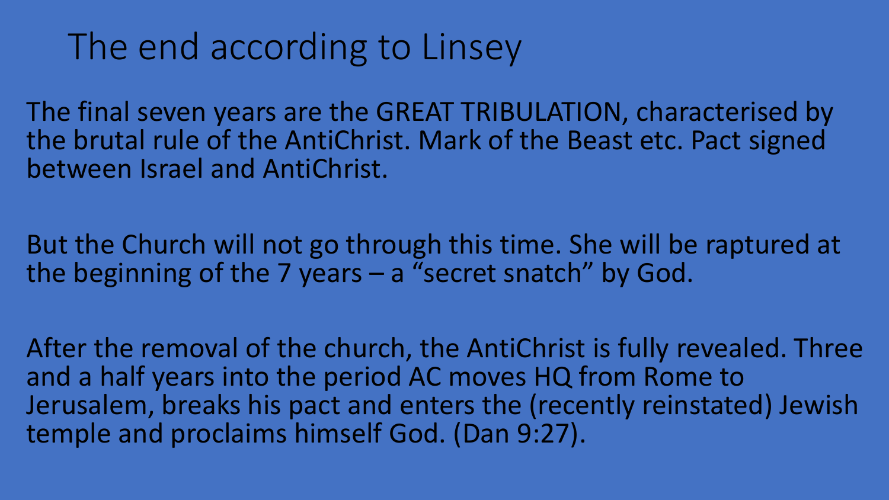# The end according to Linsey

The final seven years are the GREAT TRIBULATION, characterised by the brutal rule of the AntiChrist. Mark of the Beast etc. Pact signed between Israel and AntiChrist.

But the Church will not go through this time. She will be raptured at the beginning of the 7 years – a "secret snatch" by God.

After the removal of the church, the AntiChrist is fully revealed. Three and a half years into the period AC moves HQ from Rome to Jerusalem, breaks his pact and enters the (recently reinstated) Jewish temple and proclaims himself God. (Dan 9:27).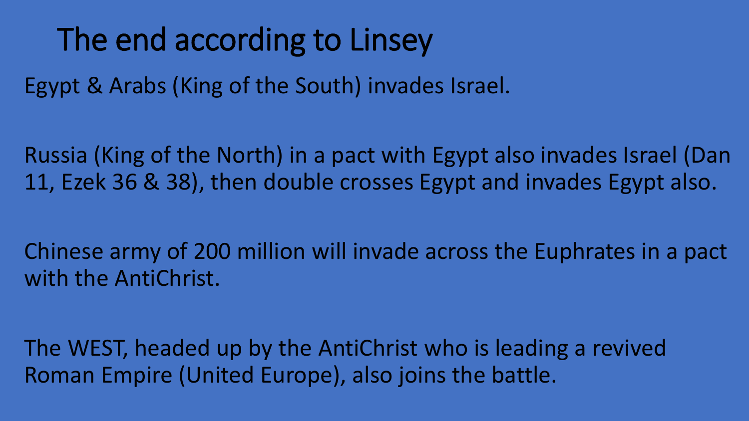# The end according to Linsey

Egypt & Arabs (King of the South) invades Israel.

Russia (King of the North) in a pact with Egypt also invades Israel (Dan 11, Ezek 36 & 38), then double crosses Egypt and invades Egypt also.

Chinese army of 200 million will invade across the Euphrates in a pact with the AntiChrist.

The WEST, headed up by the AntiChrist who is leading a revived Roman Empire (United Europe), also joins the battle.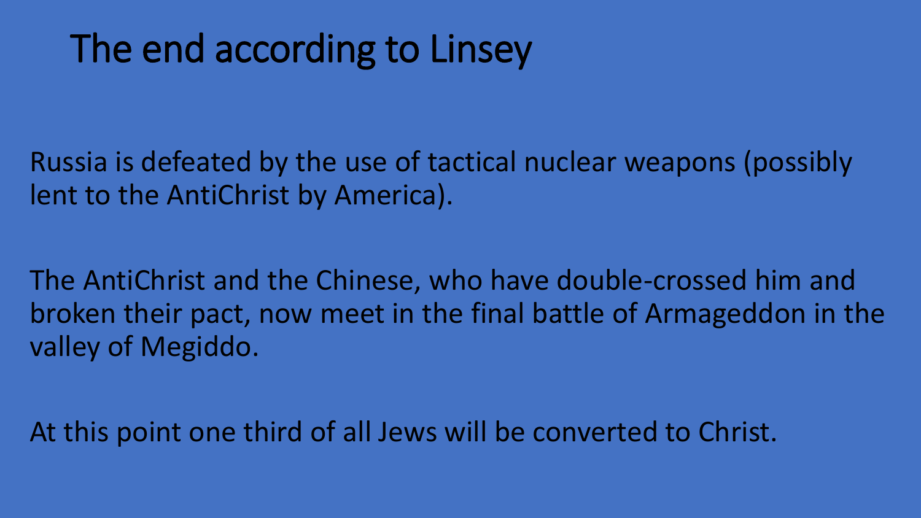# The end according to Linsey

Russia is defeated by the use of tactical nuclear weapons (possibly lent to the AntiChrist by America).

The AntiChrist and the Chinese, who have double-crossed him and broken their pact, now meet in the final battle of Armageddon in the valley of Megiddo.

At this point one third of all Jews will be converted to Christ.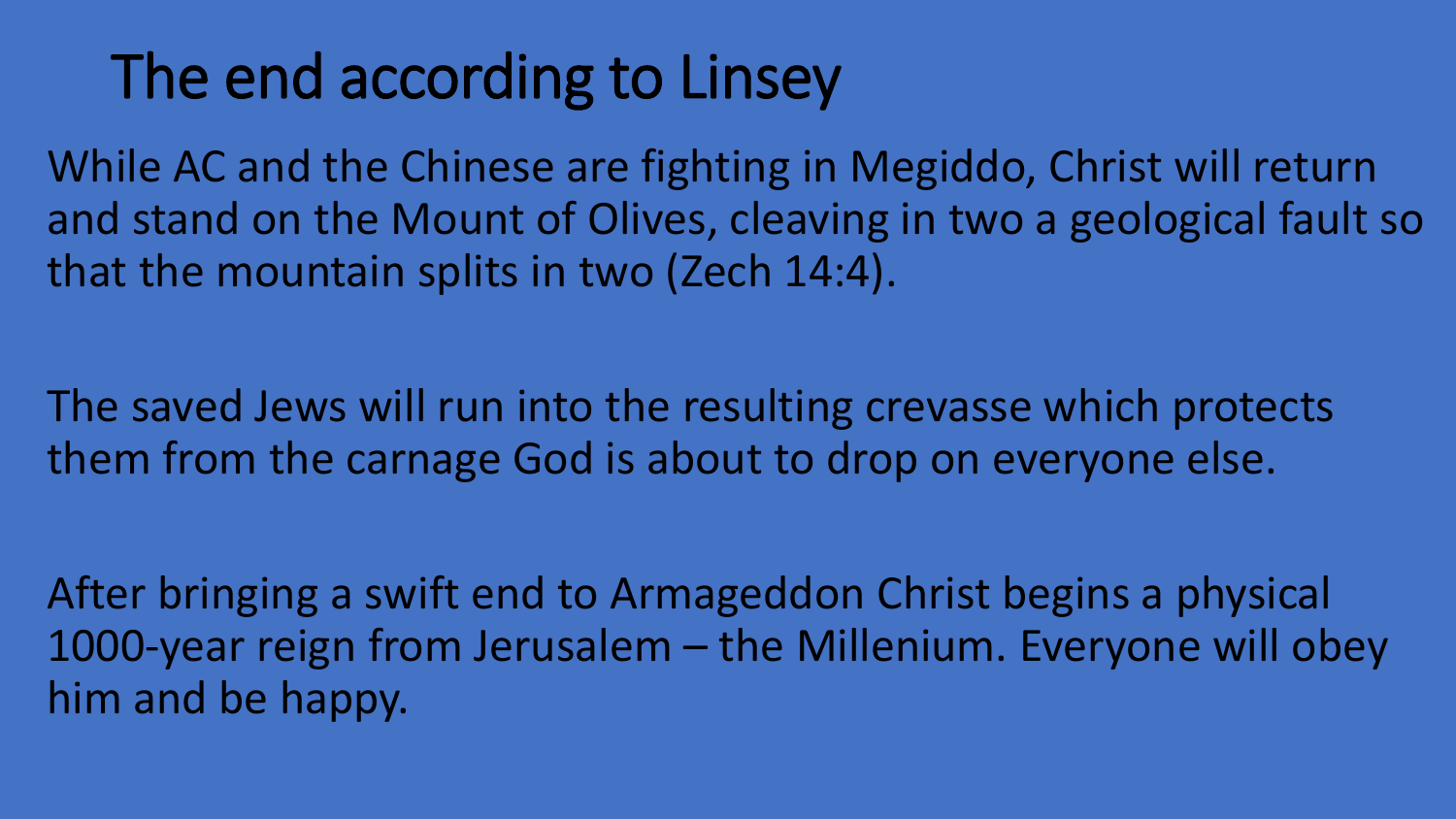# The end according to Linsey

While AC and the Chinese are fighting in Megiddo, Christ will return and stand on the Mount of Olives, cleaving in two a geological fault so that the mountain splits in two (Zech 14:4).

The saved Jews will run into the resulting crevasse which protects them from the carnage God is about to drop on everyone else.

After bringing a swift end to Armageddon Christ begins a physical 1000-year reign from Jerusalem – the Millenium. Everyone will obey him and be happy.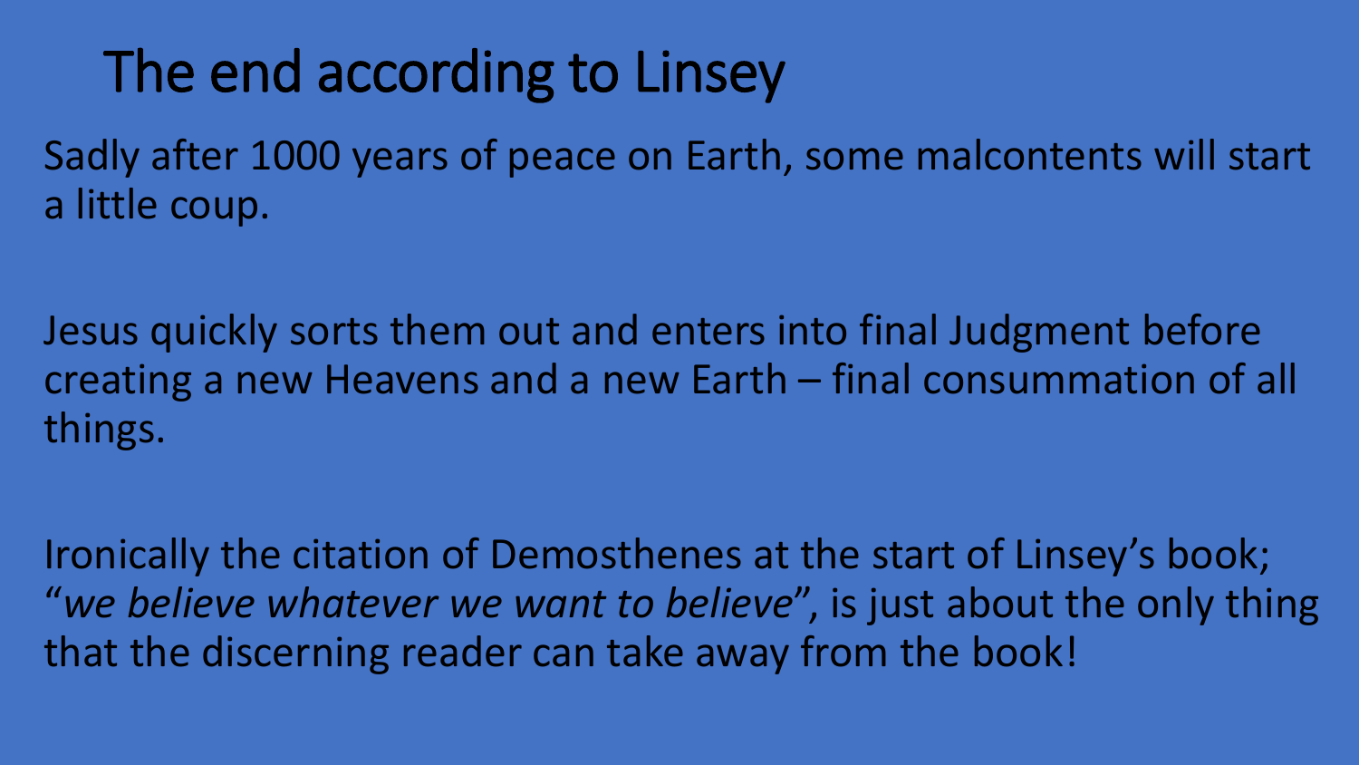# The end according to Linsey

Sadly after 1000 years of peace on Earth, some malcontents will start a little coup.

Jesus quickly sorts them out and enters into final Judgment before creating a new Heavens and a new Earth – final consummation of all things.

Ironically the citation of Demosthenes at the start of Linsey's book; "*we believe whatever we want to believe*", is just about the only thing that the discerning reader can take away from the book!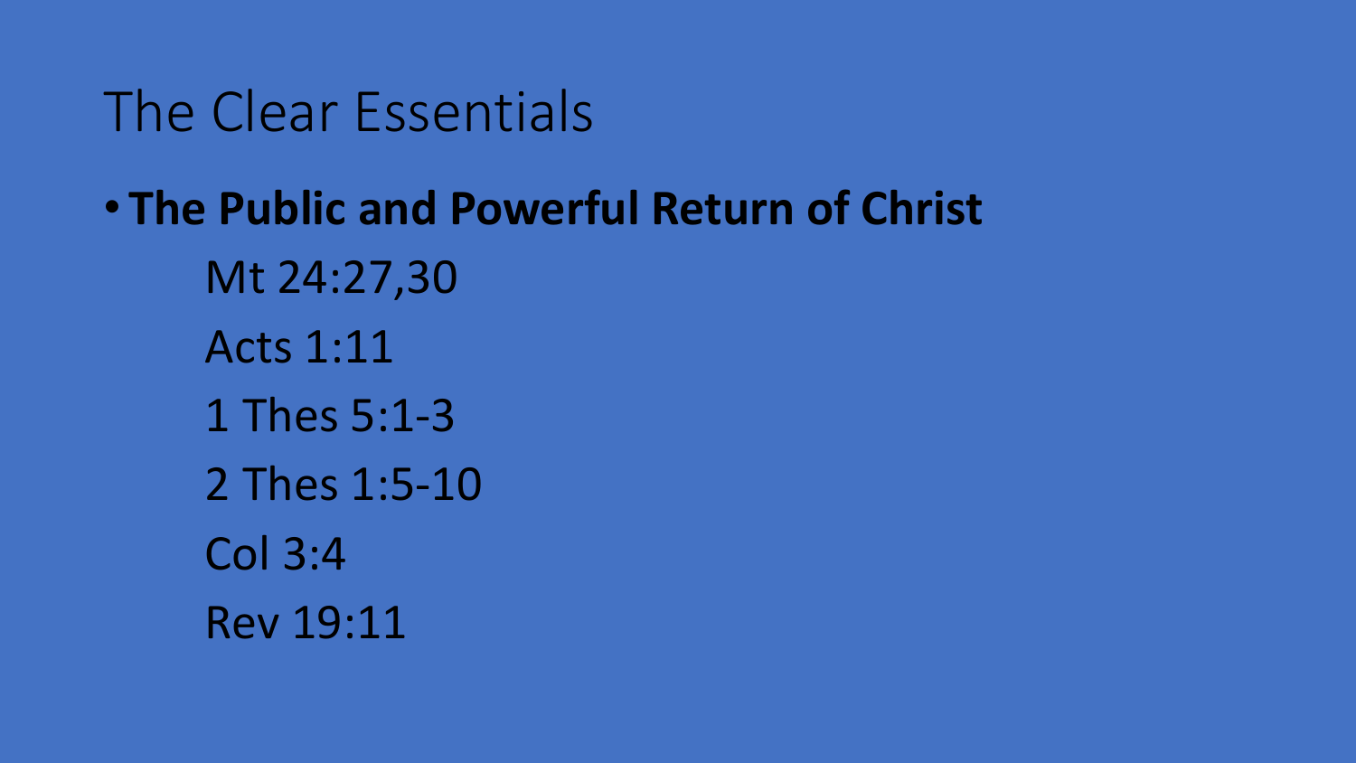# The Clear Essentials

- **The Public and Powerful Return of Christ**
  - Mt 24:27,30
  - Acts 1:11
  - 1 Thes 5:1-3
  - 2 Thes 1:5-10
  - Col 3:4
  - Rev 19:11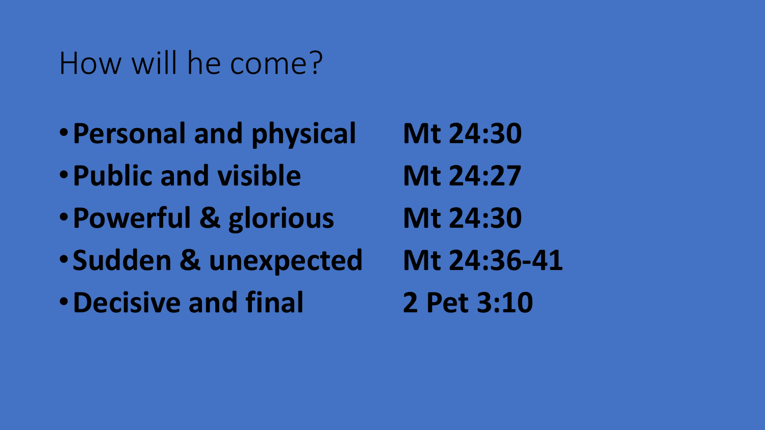# How will he come?

- **Personal and physical** **Mt 24:30**
- **Public and visible** **Mt 24:27**
- **Powerful & glorious** **Mt 24:30**
- **Sudden & unexpected** **Mt 24:36-41**
- **Decisive and final** **2 Pet 3:10**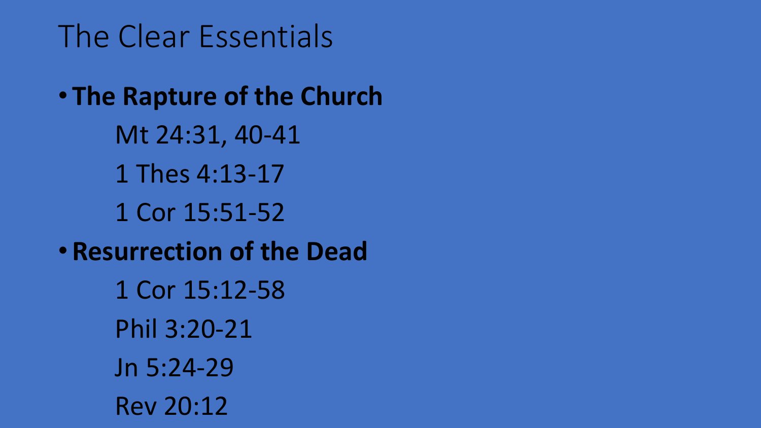# The Clear Essentials

- **The Rapture of the Church**
  - Mt 24:31, 40-41
  - 1 Thes 4:13-17
  - 1 Cor 15:51-52
- **Resurrection of the Dead**
  - 1 Cor 15:12-58
  - Phil 3:20-21
  - Jn 5:24-29
  - Rev 20:12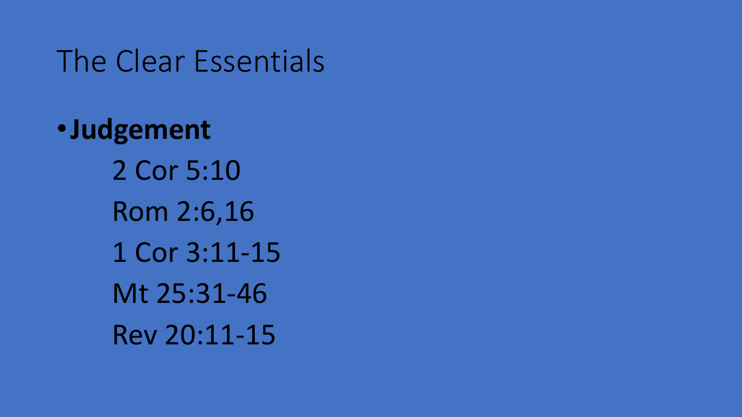# The Clear Essentials

- **Judgement**

  2 Cor 5:10

  Rom 2:6,16

  1 Cor 3:11-15

  Mt 25:31-46

  Rev 20:11-15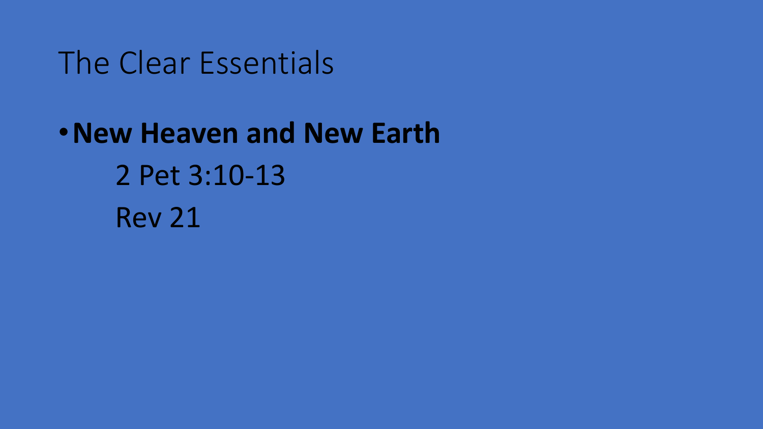# The Clear Essentials

- **New Heaven and New Earth**

  2 Pet 3:10-13

  Rev 21